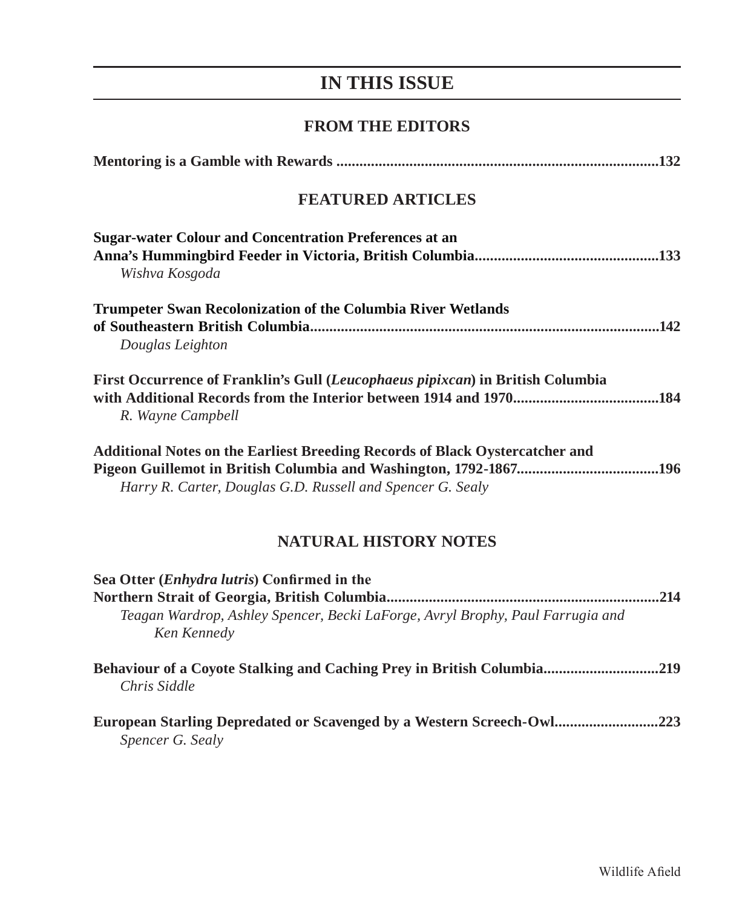# IN THIS ISSUE

## FROM THE EDITORS

**Mentoring is a Gamble with Rewards ..................................................................................132**

## FEATURED ARTICLES

**Sugar-water Colour and Concentration Preferences at an Anna's Hummingbird Feeder in Victoria, British Columbia...............................................133**
*Wishva Kosgoda*

**Trumpeter Swan Recolonization of the Columbia River Wetlands of Southeastern British Columbia..........................................................................................142**
*Douglas Leighton*

**First Occurrence of Franklin's Gull (*Leucophaeus pipixcan*) in British Columbia with Additional Records from the Interior between 1914 and 1970.....................................184**
*R. Wayne Campbell*

**Additional Notes on the Earliest Breeding Records of Black Oystercatcher and Pigeon Guillemot in British Columbia and Washington, 1792-1867....................................196**
*Harry R. Carter, Douglas G.D. Russell and Spencer G. Sealy*

## NATURAL HISTORY NOTES

**Sea Otter (*Enhydra lutris*) Confirmed in the Northern Strait of Georgia, British Columbia.......................................................................214**
*Teagan Wardrop, Ashley Spencer, Becki LaForge, Avryl Brophy, Paul Farrugia and Ken Kennedy*

**Behaviour of a Coyote Stalking and Caching Prey in British Columbia.............................219**
*Chris Siddle*

**European Starling Depredated or Scavenged by a Western Screech-Owl..........................223**
*Spencer G. Sealy*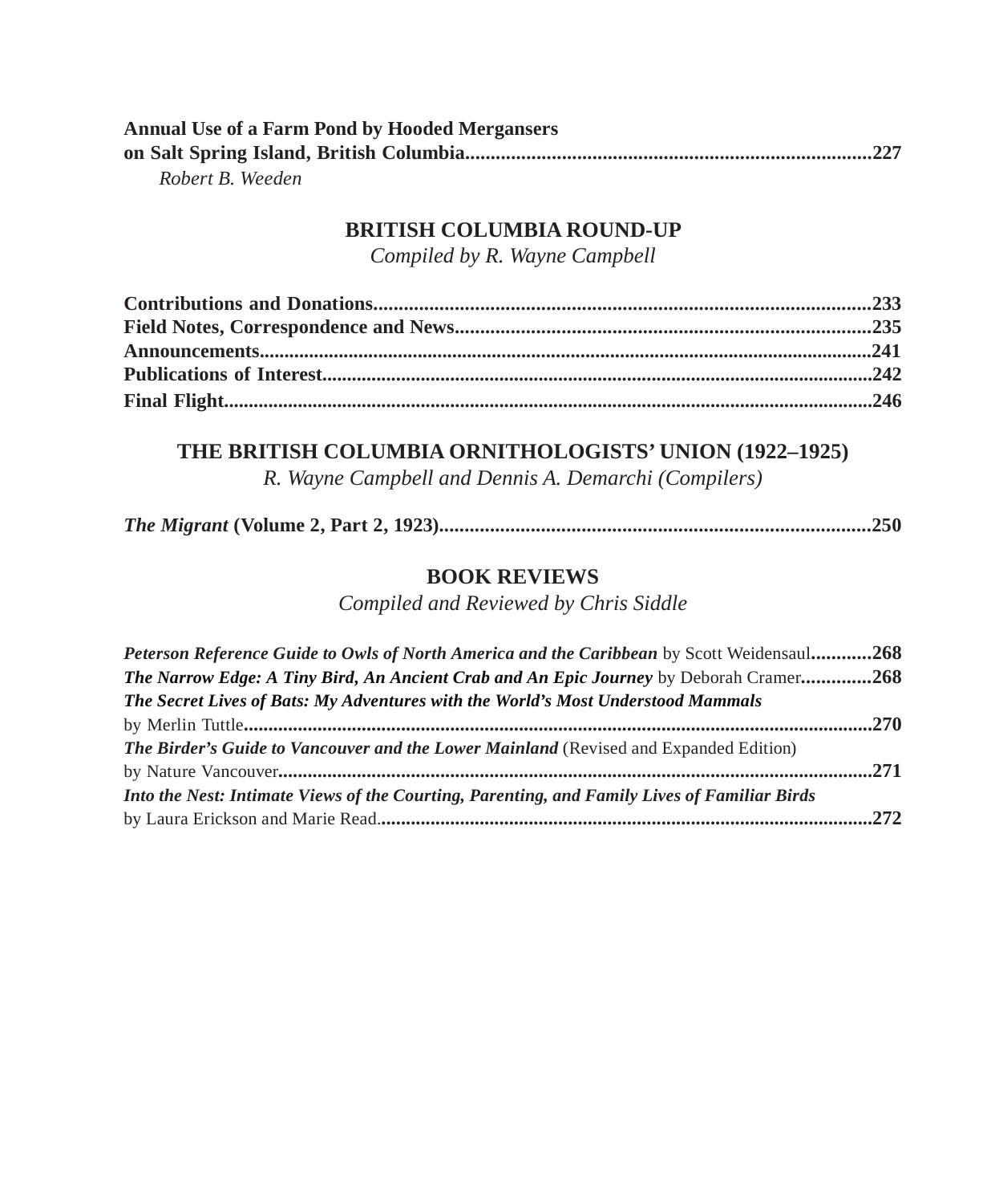**Annual Use of a Farm Pond by Hooded Mergansers on Salt Spring Island, British Columbia................................................................227**
*Robert B. Weeden*

## BRITISH COLUMBIA ROUND-UP

*Compiled by R. Wayne Campbell*

**Contributions and Donations................................................................233**
**Field Notes, Correspondence and News................................................................235**
**Announcements................................................................241**
**Publications of Interest................................................................242**
**Final Flight................................................................246**

## THE BRITISH COLUMBIA ORNITHOLOGISTS' UNION (1922–1925)

*R. Wayne Campbell and Dennis A. Demarchi (Compilers)*

***The Migrant* (Volume 2, Part 2, 1923)................................................................250**

## BOOK REVIEWS

*Compiled and Reviewed by Chris Siddle*

***Peterson Reference Guide to Owls of North America and the Caribbean*** by Scott Weidensaul**............268**
***The Narrow Edge: A Tiny Bird, An Ancient Crab and An Epic Journey*** by Deborah Cramer**..............268**
***The Secret Lives of Bats: My Adventures with the World's Most Understood Mammals*** by Merlin Tuttle**................................................................270**
***The Birder's Guide to Vancouver and the Lower Mainland*** (Revised and Expanded Edition) by Nature Vancouver**................................................................271**
***Into the Nest: Intimate Views of the Courting, Parenting, and Family Lives of Familiar Birds*** by Laura Erickson and Marie Read**................................................................272**